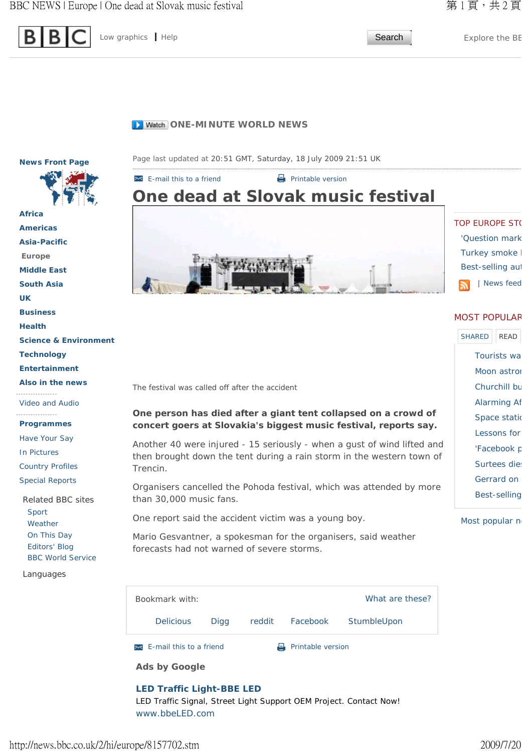Low graphics | Help

Search

Explore the BB

ONE-MINUTE WORLD NEWS

Page last updated at 20:51 GMT, Saturday, 18 July 2009 21:51 UK

E-mail this to a friend | Printable version

# One dead at Slovak music festival

The festival was called off after the accident

**One person has died after a giant tent collapsed on a crowd of concert goers at Slovakia's biggest music festival, reports say.**

Another 40 were injured - 15 seriously - when a gust of wind lifted and then brought down the tent during a rain storm in the western town of Trencin.

Organisers cancelled the Pohoda festival, which was attended by more than 30,000 music fans.

One report said the accident victim was a young boy.

Mario Gesvantner, a spokesman for the organisers, said weather forecasts had not warned of severe storms.

Bookmark with: Delicious | Digg | reddit | Facebook | StumbleUpon — What are these?

E-mail this to a friend | Printable version

**Ads by Google**

**LED Traffic Light-BBE LED**
LED Traffic Signal, Street Light Support OEM Project. Contact Now!
www.bbeLED.com

---

**News Front Page**

- Africa
- Americas
- Asia-Pacific
- Europe
- Middle East
- South Asia
- UK
- Business
- Health
- Science & Environment
- Technology
- Entertainment
- Also in the news

Video and Audio

- Programmes
- Have Your Say
- In Pictures
- Country Profiles
- Special Reports

Related BBC sites

- Sport
- Weather
- On This Day
- Editors' Blog
- BBC World Service

Languages

---

TOP EUROPE STO

- 'Question mark
- Turkey smoke
- Best-selling au

| News feed

MOST POPULAR

SHARED | READ

- Tourists wa
- Moon astro
- Churchill bu
- Alarming Af
- Space static
- Lessons for
- 'Facebook p
- Surtees die
- Gerrard on
- Best-selling

Most popular n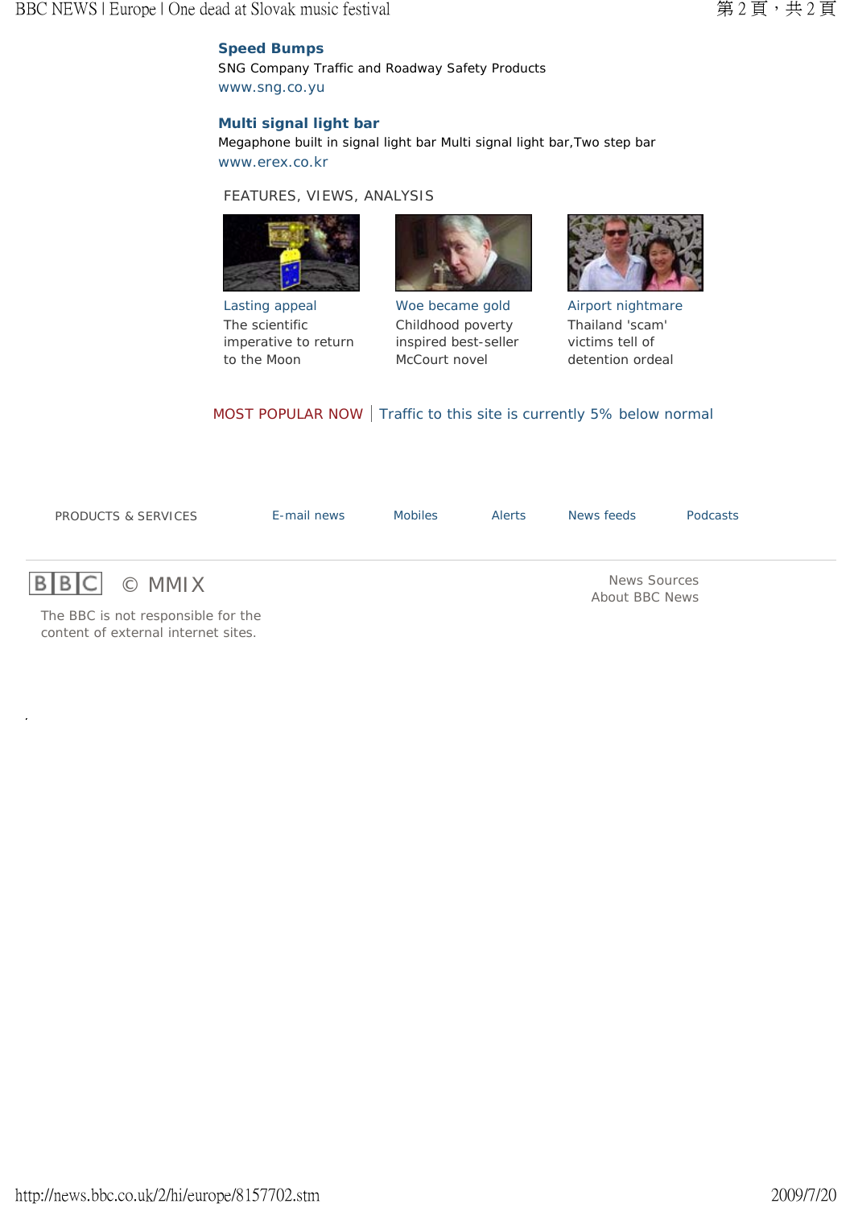**Speed Bumps**
SNG Company Traffic and Roadway Safety Products
www.sng.co.yu

**Multi signal light bar**
Megaphone built in signal light bar Multi signal light bar,Two step bar
www.erex.co.kr

FEATURES, VIEWS, ANALYSIS

Lasting appeal
The scientific imperative to return to the Moon

Woe became gold
Childhood poverty inspired best-seller McCourt novel

Airport nightmare
Thailand 'scam' victims tell of detention ordeal

MOST POPULAR NOW | Traffic to this site is currently 5% below normal

PRODUCTS & SERVICES E-mail news Mobiles Alerts News feeds Podcasts

BBC © MMIX

The BBC is not responsible for the content of external internet sites.

News Sources
About BBC News